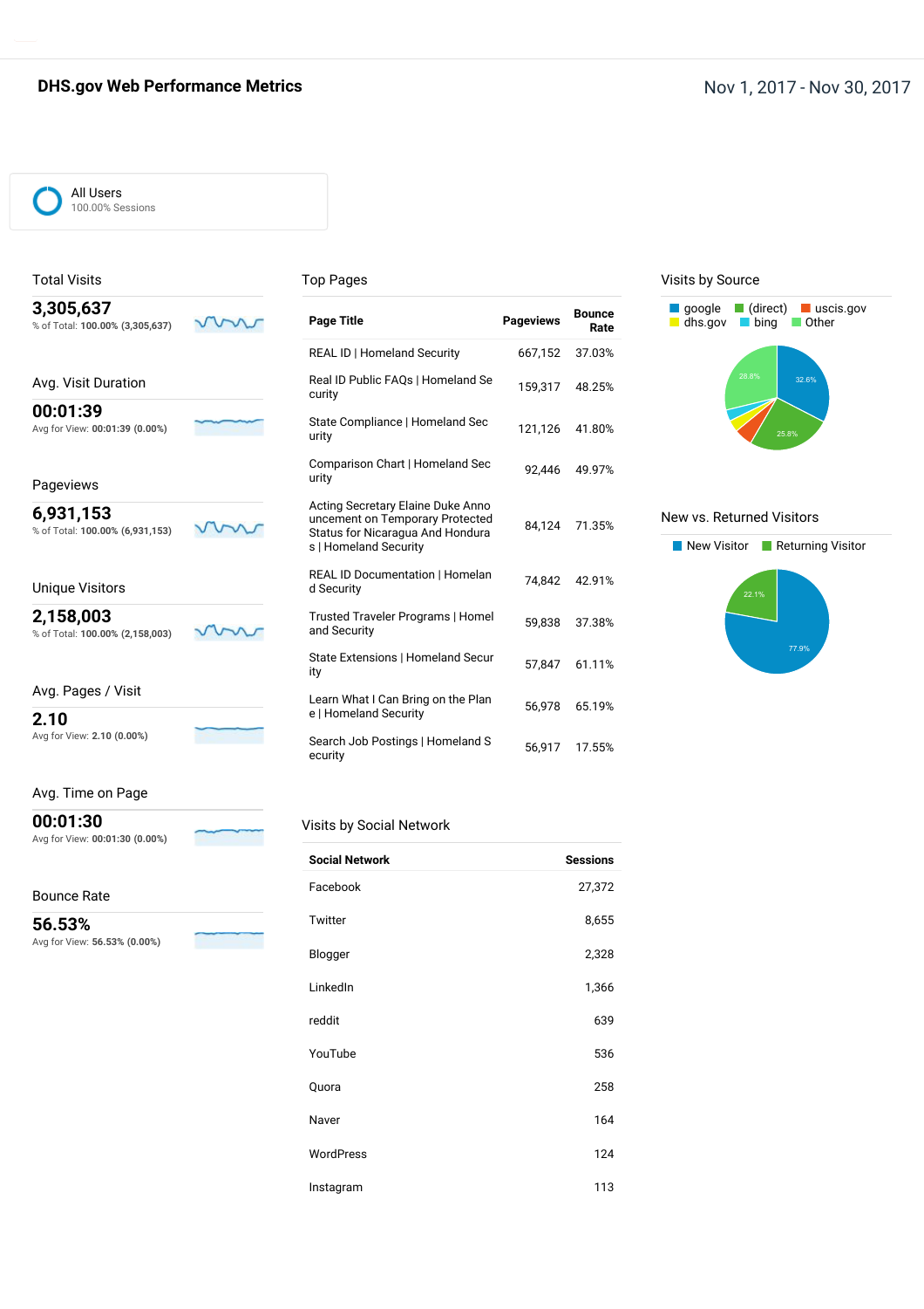# DHS.gov Web Performance Metrics

Nov 1, 2017 - Nov 30, 2017

All Users
100.00% Sessions

## Total Visits

**3,305,637**
% of Total: **100.00% (3,305,637)**

## Avg. Visit Duration

**00:01:39**
Avg for View: **00:01:39 (0.00%)**

## Pageviews

**6,931,153**
% of Total: **100.00% (6,931,153)**

## Unique Visitors

**2,158,003**
% of Total: **100.00% (2,158,003)**

## Avg. Pages / Visit

**2.10**
Avg for View: **2.10 (0.00%)**

## Avg. Time on Page

**00:01:30**
Avg for View: **00:01:30 (0.00%)**

## Bounce Rate

**56.53%**
Avg for View: **56.53% (0.00%)**

## Top Pages

| Page Title | Pageviews | Bounce Rate |
|---|---|---|
| REAL ID \| Homeland Security | 667,152 | 37.03% |
| Real ID Public FAQs \| Homeland Security | 159,317 | 48.25% |
| State Compliance \| Homeland Security | 121,126 | 41.80% |
| Comparison Chart \| Homeland Security | 92,446 | 49.97% |
| Acting Secretary Elaine Duke Announcement on Temporary Protected Status for Nicaragua And Honduras \| Homeland Security | 84,124 | 71.35% |
| REAL ID Documentation \| Homeland Security | 74,842 | 42.91% |
| Trusted Traveler Programs \| Homeland Security | 59,838 | 37.38% |
| State Extensions \| Homeland Security | 57,847 | 61.11% |
| Learn What I Can Bring on the Plane \| Homeland Security | 56,978 | 65.19% |
| Search Job Postings \| Homeland Security | 56,917 | 17.55% |

## Visits by Social Network

| Social Network | Sessions |
|---|---|
| Facebook | 27,372 |
| Twitter | 8,655 |
| Blogger | 2,328 |
| LinkedIn | 1,366 |
| reddit | 639 |
| YouTube | 536 |
| Quora | 258 |
| Naver | 164 |
| WordPress | 124 |
| Instagram | 113 |

## Visits by Source

google, (direct), uscis.gov, dhs.gov, bing, Other

32.6%, 25.8%, 28.8%

## New vs. Returned Visitors

New Visitor, Returning Visitor

77.9%, 22.1%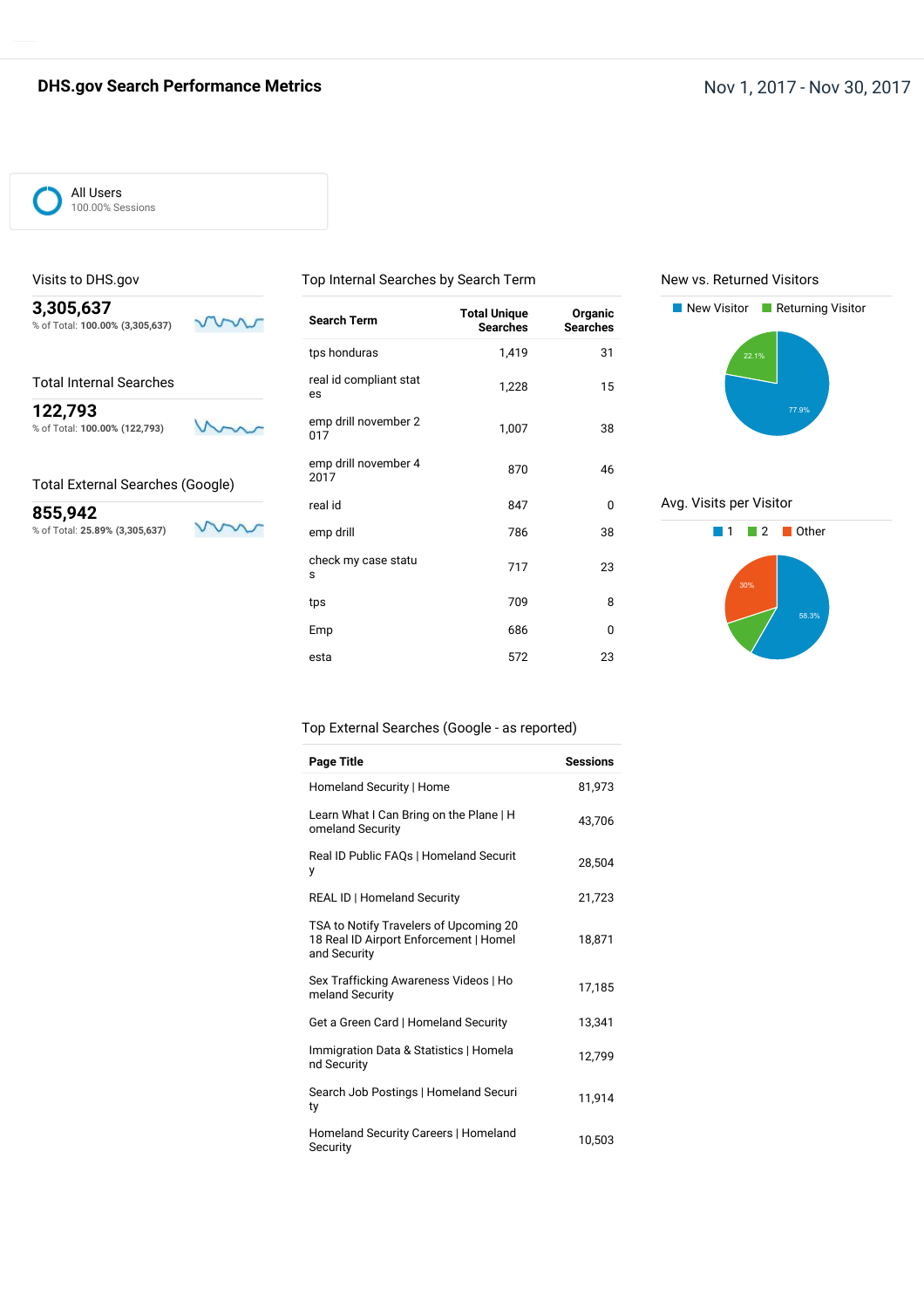# DHS.gov Search Performance Metrics

Nov 1, 2017 - Nov 30, 2017

All Users
100.00% Sessions

## Visits to DHS.gov

**3,305,637**
% of Total: **100.00% (3,305,637)**

## Total Internal Searches

**122,793**
% of Total: **100.00% (122,793)**

## Total External Searches (Google)

**855,942**
% of Total: **25.89% (3,305,637)**

## Top Internal Searches by Search Term

| Search Term | Total Unique Searches | Organic Searches |
|---|---|---|
| tps honduras | 1,419 | 31 |
| real id compliant states | 1,228 | 15 |
| emp drill november 2 017 | 1,007 | 38 |
| emp drill november 4 2017 | 870 | 46 |
| real id | 847 | 0 |
| emp drill | 786 | 38 |
| check my case status | 717 | 23 |
| tps | 709 | 8 |
| Emp | 686 | 0 |
| esta | 572 | 23 |

## New vs. Returned Visitors

New Visitor: 77.9%
Returning Visitor: 22.1%

## Avg. Visits per Visitor

1: 58.3%
2
Other: 30%

## Top External Searches (Google - as reported)

| Page Title | Sessions |
|---|---|
| Homeland Security \| Home | 81,973 |
| Learn What I Can Bring on the Plane \| Homeland Security | 43,706 |
| Real ID Public FAQs \| Homeland Security | 28,504 |
| REAL ID \| Homeland Security | 21,723 |
| TSA to Notify Travelers of Upcoming 2018 Real ID Airport Enforcement \| Homeland Security | 18,871 |
| Sex Trafficking Awareness Videos \| Homeland Security | 17,185 |
| Get a Green Card \| Homeland Security | 13,341 |
| Immigration Data & Statistics \| Homeland Security | 12,799 |
| Search Job Postings \| Homeland Security | 11,914 |
| Homeland Security Careers \| Homeland Security | 10,503 |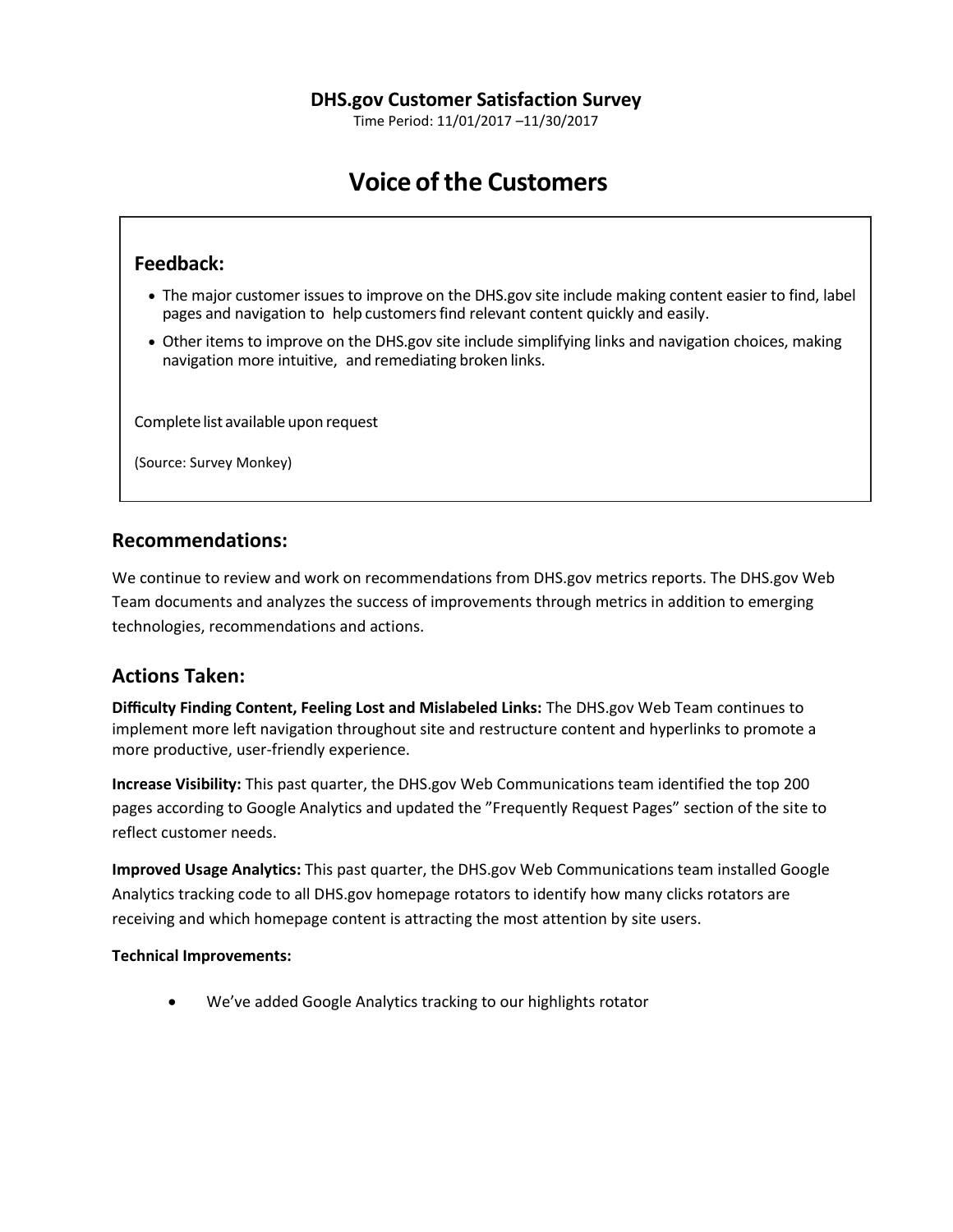**DHS.gov Customer Satisfaction Survey**

Time Period: 11/01/2017 –11/30/2017

# Voice of the Customers

## Feedback:

- The major customer issues to improve on the DHS.gov site include making content easier to find, label pages and navigation to help customers find relevant content quickly and easily.
- Other items to improve on the DHS.gov site include simplifying links and navigation choices, making navigation more intuitive, and remediating broken links.

Complete list available upon request

(Source: Survey Monkey)

## Recommendations:

We continue to review and work on recommendations from DHS.gov metrics reports. The DHS.gov Web Team documents and analyzes the success of improvements through metrics in addition to emerging technologies, recommendations and actions.

## Actions Taken:

**Difficulty Finding Content, Feeling Lost and Mislabeled Links:** The DHS.gov Web Team continues to implement more left navigation throughout site and restructure content and hyperlinks to promote a more productive, user-friendly experience.

**Increase Visibility:** This past quarter, the DHS.gov Web Communications team identified the top 200 pages according to Google Analytics and updated the "Frequently Request Pages" section of the site to reflect customer needs.

**Improved Usage Analytics:** This past quarter, the DHS.gov Web Communications team installed Google Analytics tracking code to all DHS.gov homepage rotators to identify how many clicks rotators are receiving and which homepage content is attracting the most attention by site users.

**Technical Improvements:**

- We've added Google Analytics tracking to our highlights rotator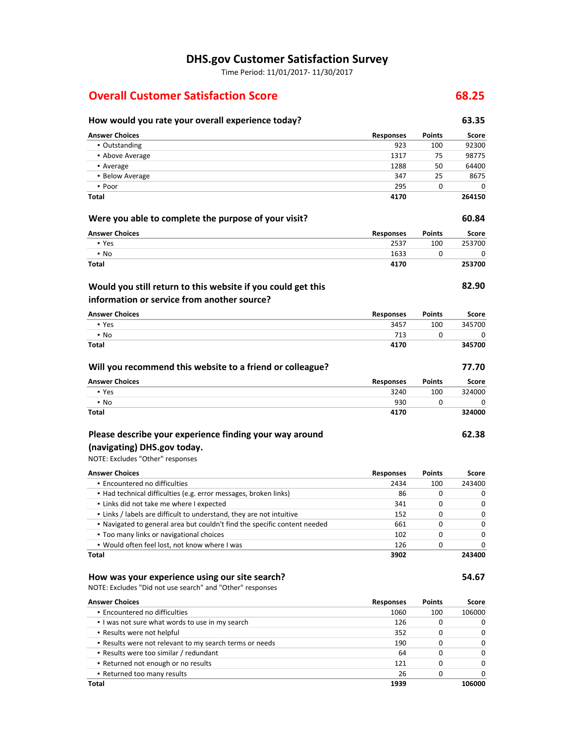# DHS.gov Customer Satisfaction Survey

Time Period: 11/01/2017- 11/30/2017

## Overall Customer Satisfaction Score 68.25

### How would you rate your overall experience today? 63.35

| Answer Choices | Responses | Points | Score |
|---|---|---|---|
| ▪ Outstanding | 923 | 100 | 92300 |
| ▪ Above Average | 1317 | 75 | 98775 |
| ▪ Average | 1288 | 50 | 64400 |
| ▪ Below Average | 347 | 25 | 8675 |
| ▪ Poor | 295 | 0 | 0 |
| **Total** | **4170** | | **264150** |

### Were you able to complete the purpose of your visit? 60.84

| Answer Choices | Responses | Points | Score |
|---|---|---|---|
| ▪ Yes | 2537 | 100 | 253700 |
| ▪ No | 1633 | 0 | 0 |
| **Total** | **4170** | | **253700** |

### Would you still return to this website if you could get this information or service from another source? 82.90

| Answer Choices | Responses | Points | Score |
|---|---|---|---|
| ▪ Yes | 3457 | 100 | 345700 |
| ▪ No | 713 | 0 | 0 |
| **Total** | **4170** | | **345700** |

### Will you recommend this website to a friend or colleague? 77.70

| Answer Choices | Responses | Points | Score |
|---|---|---|---|
| ▪ Yes | 3240 | 100 | 324000 |
| ▪ No | 930 | 0 | 0 |
| **Total** | **4170** | | **324000** |

### Please describe your experience finding your way around (navigating) DHS.gov today. 62.38

NOTE: Excludes "Other" responses

| Answer Choices | Responses | Points | Score |
|---|---|---|---|
| ▪ Encountered no difficulties | 2434 | 100 | 243400 |
| ▪ Had technical difficulties (e.g. error messages, broken links) | 86 | 0 | 0 |
| ▪ Links did not take me where I expected | 341 | 0 | 0 |
| ▪ Links / labels are difficult to understand, they are not intuitive | 152 | 0 | 0 |
| ▪ Navigated to general area but couldn't find the specific content needed | 661 | 0 | 0 |
| ▪ Too many links or navigational choices | 102 | 0 | 0 |
| ▪ Would often feel lost, not know where I was | 126 | 0 | 0 |
| **Total** | **3902** | | **243400** |

### How was your experience using our site search? 54.67

NOTE: Excludes "Did not use search" and "Other" responses

| Answer Choices | Responses | Points | Score |
|---|---|---|---|
| ▪ Encountered no difficulties | 1060 | 100 | 106000 |
| ▪ I was not sure what words to use in my search | 126 | 0 | 0 |
| ▪ Results were not helpful | 352 | 0 | 0 |
| ▪ Results were not relevant to my search terms or needs | 190 | 0 | 0 |
| ▪ Results were too similar / redundant | 64 | 0 | 0 |
| ▪ Returned not enough or no results | 121 | 0 | 0 |
| ▪ Returned too many results | 26 | 0 | 0 |
| **Total** | **1939** | | **106000** |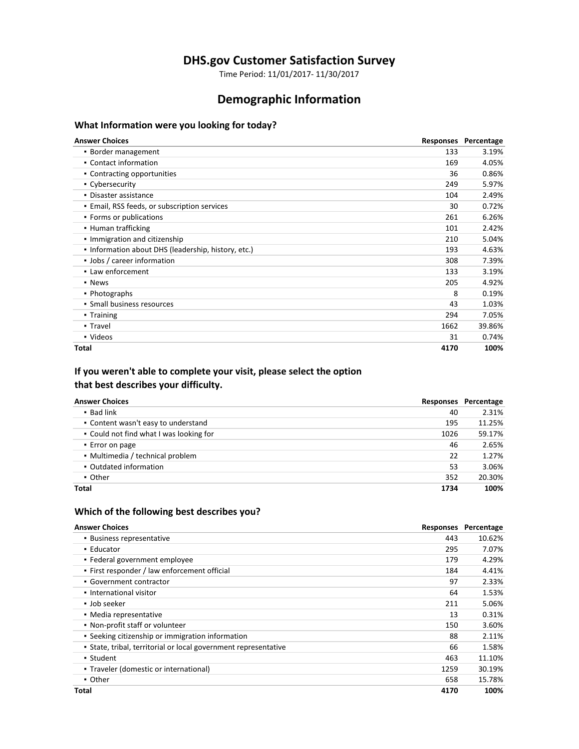# DHS.gov Customer Satisfaction Survey

Time Period: 11/01/2017- 11/30/2017

## Demographic Information

### What Information were you looking for today?

| Answer Choices | Responses | Percentage |
|---|---|---|
| ▪ Border management | 133 | 3.19% |
| ▪ Contact information | 169 | 4.05% |
| ▪ Contracting opportunities | 36 | 0.86% |
| ▪ Cybersecurity | 249 | 5.97% |
| ▪ Disaster assistance | 104 | 2.49% |
| ▪ Email, RSS feeds, or subscription services | 30 | 0.72% |
| ▪ Forms or publications | 261 | 6.26% |
| ▪ Human trafficking | 101 | 2.42% |
| ▪ Immigration and citizenship | 210 | 5.04% |
| ▪ Information about DHS (leadership, history, etc.) | 193 | 4.63% |
| ▪ Jobs / career information | 308 | 7.39% |
| ▪ Law enforcement | 133 | 3.19% |
| ▪ News | 205 | 4.92% |
| ▪ Photographs | 8 | 0.19% |
| ▪ Small business resources | 43 | 1.03% |
| ▪ Training | 294 | 7.05% |
| ▪ Travel | 1662 | 39.86% |
| ▪ Videos | 31 | 0.74% |
| **Total** | **4170** | **100%** |

### If you weren't able to complete your visit, please select the option that best describes your difficulty.

| Answer Choices | Responses | Percentage |
|---|---|---|
| ▪ Bad link | 40 | 2.31% |
| ▪ Content wasn't easy to understand | 195 | 11.25% |
| ▪ Could not find what I was looking for | 1026 | 59.17% |
| ▪ Error on page | 46 | 2.65% |
| ▪ Multimedia / technical problem | 22 | 1.27% |
| ▪ Outdated information | 53 | 3.06% |
| ▪ Other | 352 | 20.30% |
| **Total** | **1734** | **100%** |

### Which of the following best describes you?

| Answer Choices | Responses | Percentage |
|---|---|---|
| ▪ Business representative | 443 | 10.62% |
| ▪ Educator | 295 | 7.07% |
| ▪ Federal government employee | 179 | 4.29% |
| ▪ First responder / law enforcement official | 184 | 4.41% |
| ▪ Government contractor | 97 | 2.33% |
| ▪ International visitor | 64 | 1.53% |
| ▪ Job seeker | 211 | 5.06% |
| ▪ Media representative | 13 | 0.31% |
| ▪ Non-profit staff or volunteer | 150 | 3.60% |
| ▪ Seeking citizenship or immigration information | 88 | 2.11% |
| ▪ State, tribal, territorial or local government representative | 66 | 1.58% |
| ▪ Student | 463 | 11.10% |
| ▪ Traveler (domestic or international) | 1259 | 30.19% |
| ▪ Other | 658 | 15.78% |
| **Total** | **4170** | **100%** |